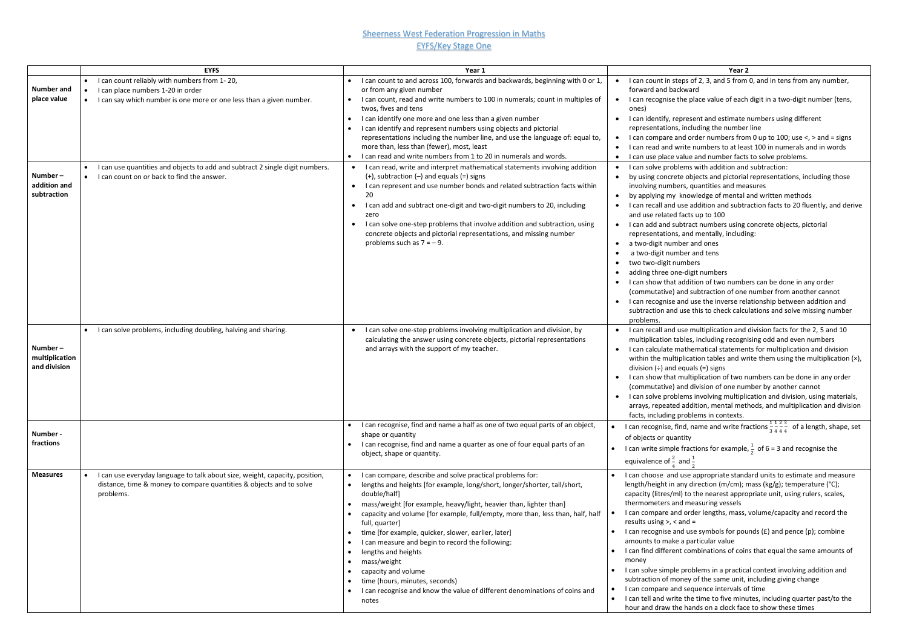# Sheerness West Federation Progression in Maths

## EYFS/Key Stage One

| | EYFS | Year 1 | Year 2 |
|---|---|---|---|
| **Number and place value** | • I can count reliably with numbers from 1- 20,<br>• I can place numbers 1-20 in order<br>• I can say which number is one more or one less than a given number. | • I can count to and across 100, forwards and backwards, beginning with 0 or 1, or from any given number<br>• I can count, read and write numbers to 100 in numerals; count in multiples of twos, fives and tens<br>• I can identify one more and one less than a given number<br>• I can identify and represent numbers using objects and pictorial representations including the number line, and use the language of: equal to, more than, less than (fewer), most, least<br>• I can read and write numbers from 1 to 20 in numerals and words. | • I can count in steps of 2, 3, and 5 from 0, and in tens from any number, forward and backward<br>• I can recognise the place value of each digit in a two-digit number (tens, ones)<br>• I can identify, represent and estimate numbers using different representations, including the number line<br>• I can compare and order numbers from 0 up to 100; use <, > and = signs<br>• I can read and write numbers to at least 100 in numerals and in words<br>• I can use place value and number facts to solve problems. |
| **Number – addition and subtraction** | • I can use quantities and objects to add and subtract 2 single digit numbers.<br>• I can count on or back to find the answer. | • I can read, write and interpret mathematical statements involving addition (+), subtraction (–) and equals (=) signs<br>• I can represent and use number bonds and related subtraction facts within 20<br>• I can add and subtract one-digit and two-digit numbers to 20, including zero<br>• I can solve one-step problems that involve addition and subtraction, using concrete objects and pictorial representations, and missing number problems such as 7 = – 9. | • I can solve problems with addition and subtraction:<br>• by using concrete objects and pictorial representations, including those involving numbers, quantities and measures<br>• by applying my knowledge of mental and written methods<br>• I can recall and use addition and subtraction facts to 20 fluently, and derive and use related facts up to 100<br>• I can add and subtract numbers using concrete objects, pictorial representations, and mentally, including:<br>• a two-digit number and ones<br>• a two-digit number and tens<br>• two two-digit numbers<br>• adding three one-digit numbers<br>• I can show that addition of two numbers can be done in any order (commutative) and subtraction of one number from another cannot<br>• I can recognise and use the inverse relationship between addition and subtraction and use this to check calculations and solve missing number problems. |
| **Number – multiplication and division** | • I can solve problems, including doubling, halving and sharing. | • I can solve one-step problems involving multiplication and division, by calculating the answer using concrete objects, pictorial representations and arrays with the support of my teacher. | • I can recall and use multiplication and division facts for the 2, 5 and 10 multiplication tables, including recognising odd and even numbers<br>• I can calculate mathematical statements for multiplication and division within the multiplication tables and write them using the multiplication (×), division (÷) and equals (=) signs<br>• I can show that multiplication of two numbers can be done in any order (commutative) and division of one number by another cannot<br>• I can solve problems involving multiplication and division, using materials, arrays, repeated addition, mental methods, and multiplication and division facts, including problems in contexts. |
| **Number - fractions** | | • I can recognise, find and name a half as one of two equal parts of an object, shape or quantity<br>• I can recognise, find and name a quarter as one of four equal parts of an object, shape or quantity. | • I can recognise, find, name and write fractions $\frac{1}{3}\frac{1}{4}\frac{2}{4}\frac{3}{4}$ of a length, shape, set of objects or quantity<br>• I can write simple fractions for example, $\frac{1}{2}$ of 6 = 3 and recognise the equivalence of $\frac{2}{4}$ and $\frac{1}{2}$ |
| **Measures** | • I can use everyday language to talk about size, weight, capacity, position, distance, time & money to compare quantities & objects and to solve problems. | • I can compare, describe and solve practical problems for:<br>• lengths and heights [for example, long/short, longer/shorter, tall/short, double/half]<br>• mass/weight [for example, heavy/light, heavier than, lighter than]<br>• capacity and volume [for example, full/empty, more than, less than, half, half full, quarter]<br>• time [for example, quicker, slower, earlier, later]<br>• I can measure and begin to record the following:<br>• lengths and heights<br>• mass/weight<br>• capacity and volume<br>• time (hours, minutes, seconds)<br>• I can recognise and know the value of different denominations of coins and notes | • I can choose and use appropriate standard units to estimate and measure length/height in any direction (m/cm); mass (kg/g); temperature (°C); capacity (litres/ml) to the nearest appropriate unit, using rulers, scales, thermometers and measuring vessels<br>• I can compare and order lengths, mass, volume/capacity and record the results using >, < and =<br>• I can recognise and use symbols for pounds (£) and pence (p); combine amounts to make a particular value<br>• I can find different combinations of coins that equal the same amounts of money<br>• I can solve simple problems in a practical context involving addition and subtraction of money of the same unit, including giving change<br>• I can compare and sequence intervals of time<br>• I can tell and write the time to five minutes, including quarter past/to the hour and draw the hands on a clock face to show these times |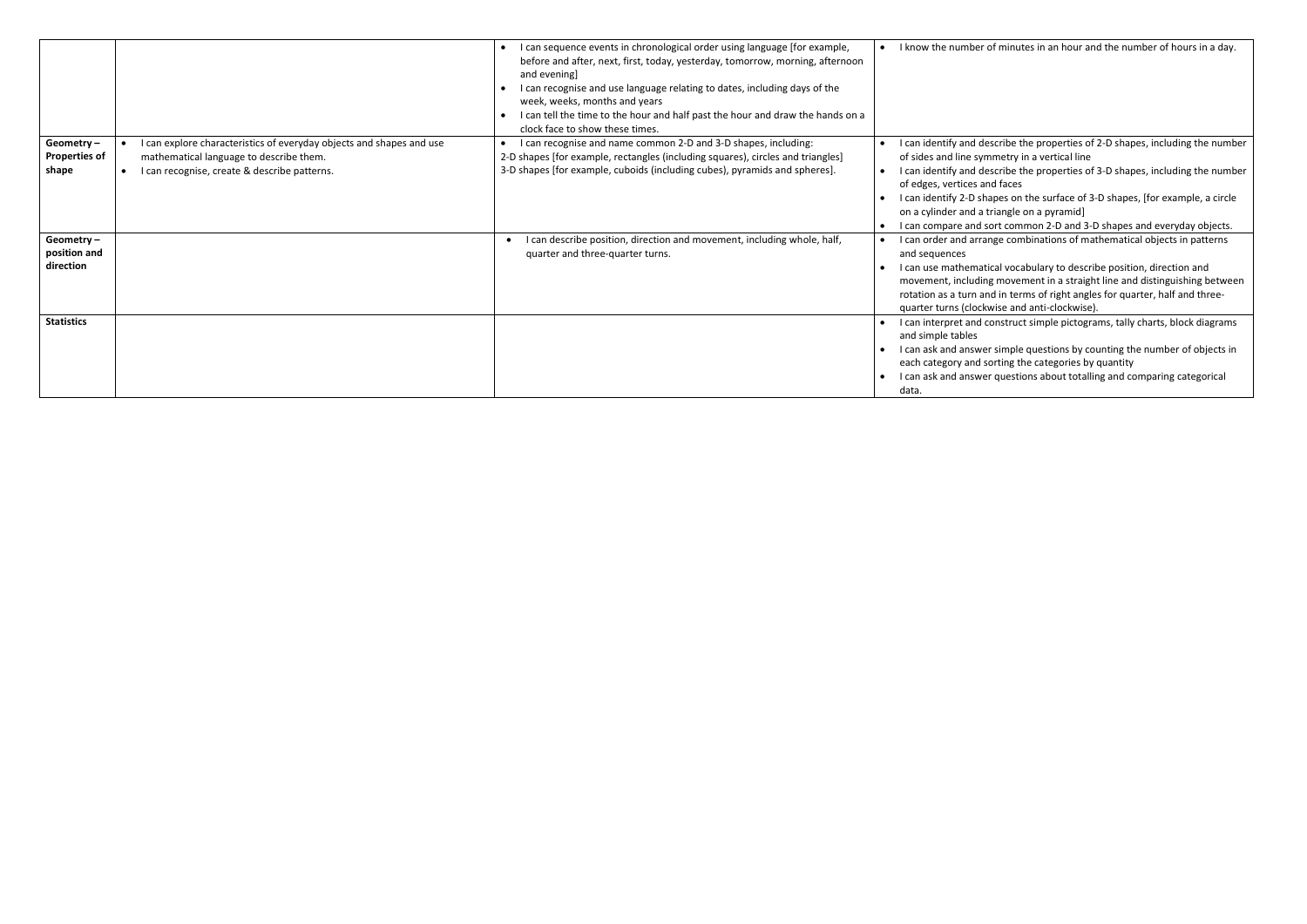| | | | |
|---|---|---|---|
| | | • I can sequence events in chronological order using language [for example, before and after, next, first, today, yesterday, tomorrow, morning, afternoon and evening]<br>• I can recognise and use language relating to dates, including days of the week, weeks, months and years<br>• I can tell the time to the hour and half past the hour and draw the hands on a clock face to show these times. | • I know the number of minutes in an hour and the number of hours in a day. |
| **Geometry – Properties of shape** | • I can explore characteristics of everyday objects and shapes and use mathematical language to describe them.<br>• I can recognise, create & describe patterns. | • I can recognise and name common 2-D and 3-D shapes, including:<br>2-D shapes [for example, rectangles (including squares), circles and triangles]<br>3-D shapes [for example, cuboids (including cubes), pyramids and spheres]. | • I can identify and describe the properties of 2-D shapes, including the number of sides and line symmetry in a vertical line<br>• I can identify and describe the properties of 3-D shapes, including the number of edges, vertices and faces<br>• I can identify 2-D shapes on the surface of 3-D shapes, [for example, a circle on a cylinder and a triangle on a pyramid]<br>• I can compare and sort common 2-D and 3-D shapes and everyday objects. |
| **Geometry – position and direction** | | • I can describe position, direction and movement, including whole, half, quarter and three-quarter turns. | • I can order and arrange combinations of mathematical objects in patterns and sequences<br>• I can use mathematical vocabulary to describe position, direction and movement, including movement in a straight line and distinguishing between rotation as a turn and in terms of right angles for quarter, half and three-quarter turns (clockwise and anti-clockwise). |
| **Statistics** | | | • I can interpret and construct simple pictograms, tally charts, block diagrams and simple tables<br>• I can ask and answer simple questions by counting the number of objects in each category and sorting the categories by quantity<br>• I can ask and answer questions about totalling and comparing categorical data. |